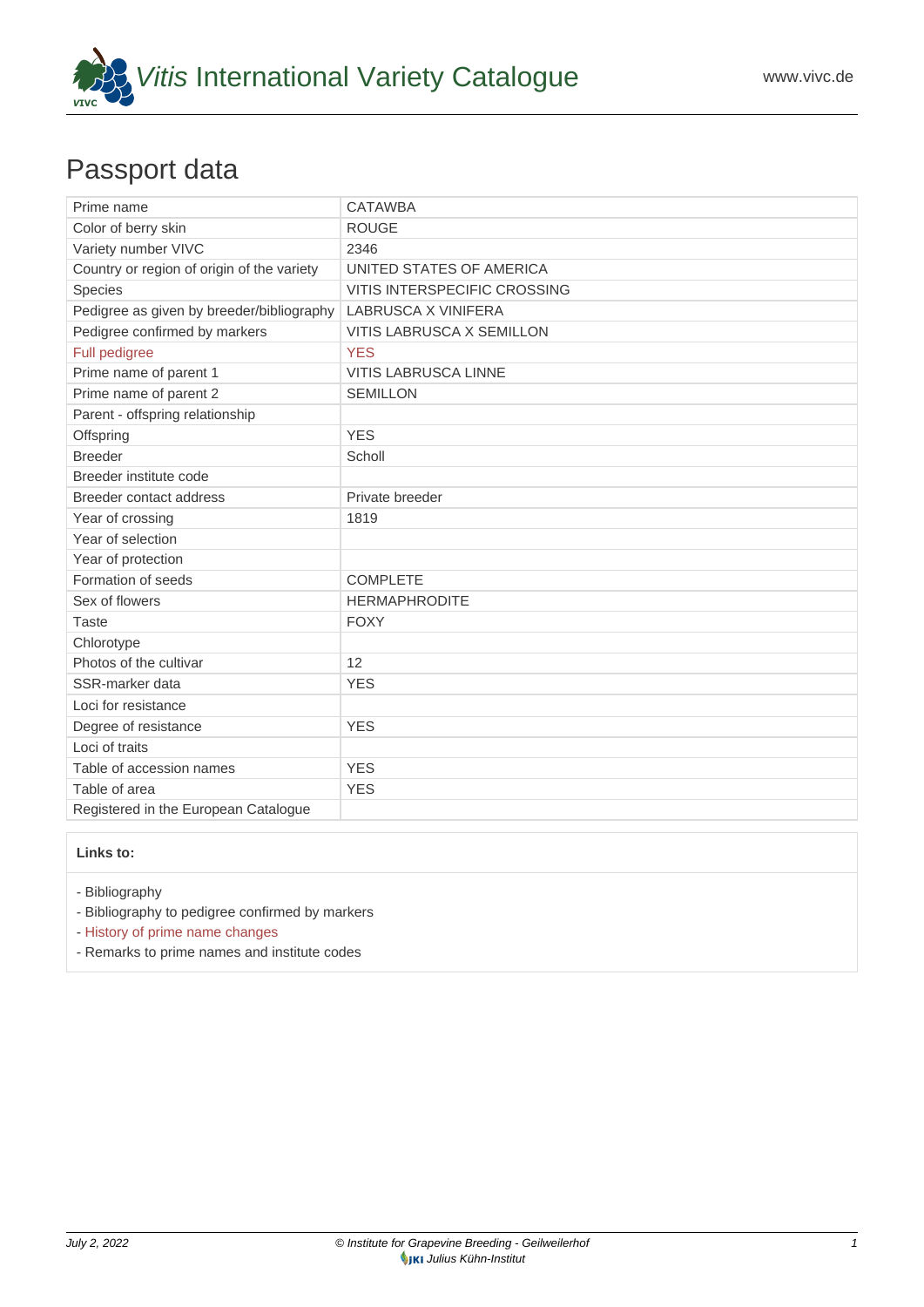# Passport data

| | |
|---|---|
| Prime name | CATAWBA |
| Color of berry skin | ROUGE |
| Variety number VIVC | 2346 |
| Country or region of origin of the variety | UNITED STATES OF AMERICA |
| Species | VITIS INTERSPECIFIC CROSSING |
| Pedigree as given by breeder/bibliography | LABRUSCA X VINIFERA |
| Pedigree confirmed by markers | VITIS LABRUSCA X SEMILLON |
| Full pedigree | YES |
| Prime name of parent 1 | VITIS LABRUSCA LINNE |
| Prime name of parent 2 | SEMILLON |
| Parent - offspring relationship | |
| Offspring | YES |
| Breeder | Scholl |
| Breeder institute code | |
| Breeder contact address | Private breeder |
| Year of crossing | 1819 |
| Year of selection | |
| Year of protection | |
| Formation of seeds | COMPLETE |
| Sex of flowers | HERMAPHRODITE |
| Taste | FOXY |
| Chlorotype | |
| Photos of the cultivar | 12 |
| SSR-marker data | YES |
| Loci for resistance | |
| Degree of resistance | YES |
| Loci of traits | |
| Table of accession names | YES |
| Table of area | YES |
| Registered in the European Catalogue | |

**Links to:**

- Bibliography
- Bibliography to pedigree confirmed by markers
- History of prime name changes
- Remarks to prime names and institute codes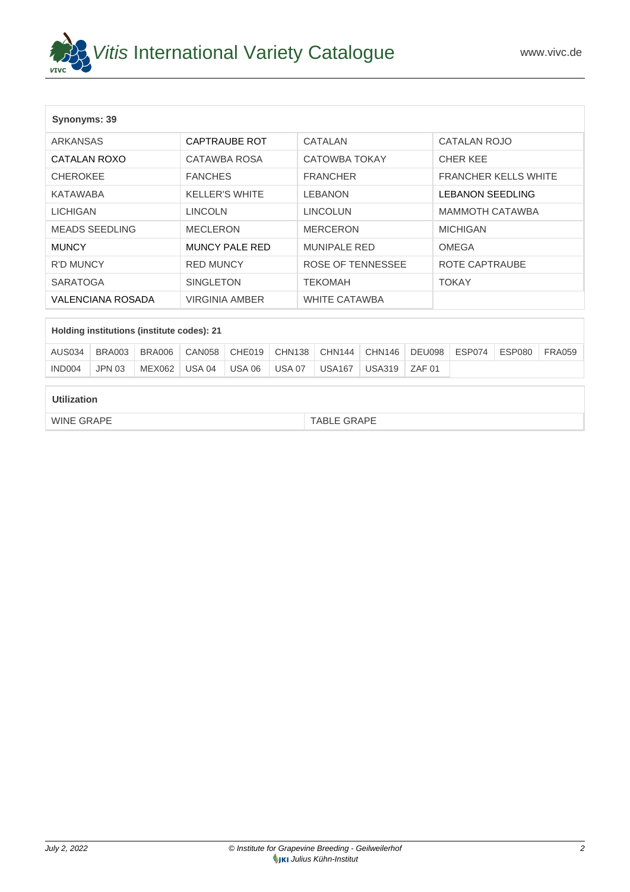**Synonyms: 39**

| | | | |
|---|---|---|---|
| ARKANSAS | CAPTRAUBE ROT | CATALAN | CATALAN ROJO |
| CATALAN ROXO | CATAWBA ROSA | CATOWBA TOKAY | CHER KEE |
| CHEROKEE | FANCHES | FRANCHER | FRANCHER KELLS WHITE |
| KATAWABA | KELLER'S WHITE | LEBANON | LEBANON SEEDLING |
| LICHIGAN | LINCOLN | LINCOLUN | MAMMOTH CATAWBA |
| MEADS SEEDLING | MECLERON | MERCERON | MICHIGAN |
| MUNCY | MUNCY PALE RED | MUNIPALE RED | OMEGA |
| R'D MUNCY | RED MUNCY | ROSE OF TENNESSEE | ROTE CAPTRAUBE |
| SARATOGA | SINGLETON | TEKOMAH | TOKAY |
| VALENCIANA ROSADA | VIRGINIA AMBER | WHITE CATAWBA | |

**Holding institutions (institute codes): 21**

| | | | | | | | | | | | |
|---|---|---|---|---|---|---|---|---|---|---|---|
| AUS034 | BRA003 | BRA006 | CAN058 | CHE019 | CHN138 | CHN144 | CHN146 | DEU098 | ESP074 | ESP080 | FRA059 |
| IND004 | JPN 03 | MEX062 | USA 04 | USA 06 | USA 07 | USA167 | USA319 | ZAF 01 | | | |

**Utilization**

| | |
|---|---|
| WINE GRAPE | TABLE GRAPE |